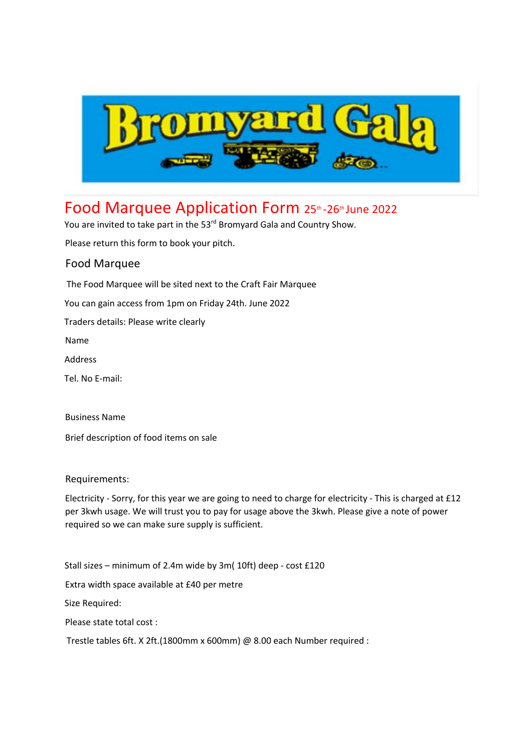# Food Marquee Application Form 25th-26th June 2022

You are invited to take part in the 53rd Bromyard Gala and Country Show.

Please return this form to book your pitch.

## Food Marquee

The Food Marquee will be sited next to the Craft Fair Marquee

You can gain access from 1pm on Friday 24th. June 2022

Traders details: Please write clearly

Name

Address

Tel. No E-mail:

Business Name

Brief description of food items on sale

## Requirements:

Electricity - Sorry, for this year we are going to need to charge for electricity - This is charged at £12 per 3kwh usage. We will trust you to pay for usage above the 3kwh. Please give a note of power required so we can make sure supply is sufficient.

Stall sizes – minimum of 2.4m wide by 3m( 10ft) deep - cost £120

Extra width space available at £40 per metre

Size Required:

Please state total cost :

Trestle tables 6ft. X 2ft.(1800mm x 600mm) @ 8.00 each Number required :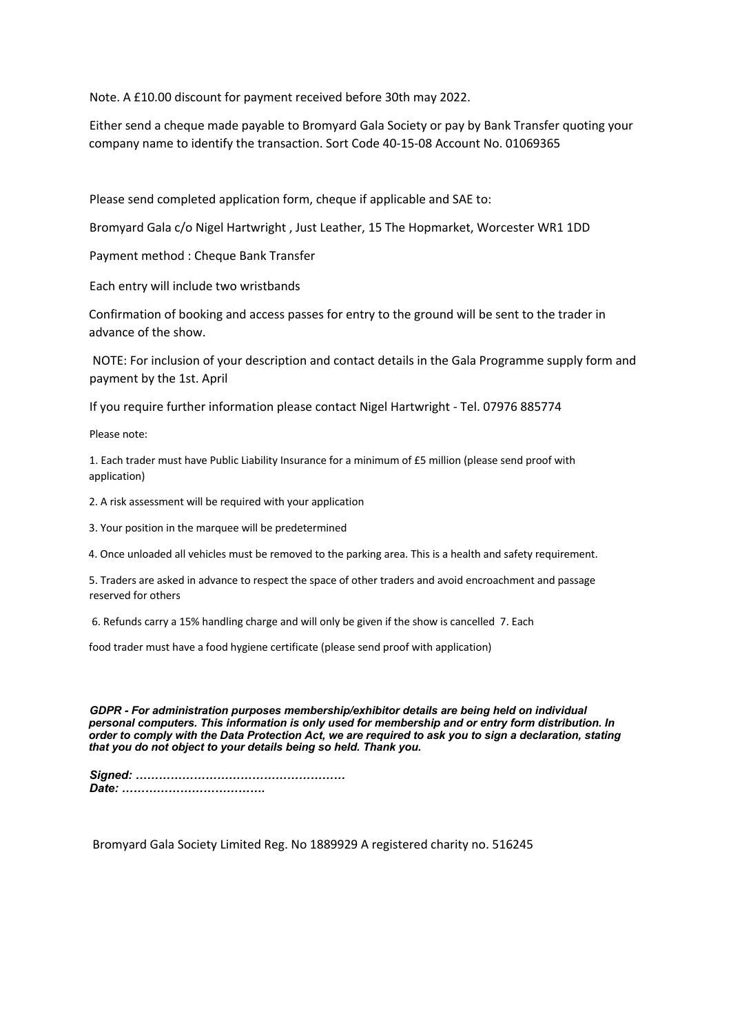Note. A £10.00 discount for payment received before 30th may 2022.

Either send a cheque made payable to Bromyard Gala Society or pay by Bank Transfer quoting your company name to identify the transaction. Sort Code 40-15-08 Account No. 01069365

Please send completed application form, cheque if applicable and SAE to:

Bromyard Gala c/o Nigel Hartwright , Just Leather, 15 The Hopmarket, Worcester WR1 1DD

Payment method : Cheque Bank Transfer

Each entry will include two wristbands

Confirmation of booking and access passes for entry to the ground will be sent to the trader in advance of the show.

NOTE: For inclusion of your description and contact details in the Gala Programme supply form and payment by the 1st. April

If you require further information please contact Nigel Hartwright - Tel. 07976 885774

Please note:

1. Each trader must have Public Liability Insurance for a minimum of £5 million (please send proof with application)
2. A risk assessment will be required with your application
3. Your position in the marquee will be predetermined
4. Once unloaded all vehicles must be removed to the parking area. This is a health and safety requirement.
5. Traders are asked in advance to respect the space of other traders and avoid encroachment and passage reserved for others
6. Refunds carry a 15% handling charge and will only be given if the show is cancelled
7. Each food trader must have a food hygiene certificate (please send proof with application)

***GDPR - For administration purposes membership/exhibitor details are being held on individual personal computers. This information is only used for membership and or entry form distribution. In order to comply with the Data Protection Act, we are required to ask you to sign a declaration, stating that you do not object to your details being so held. Thank you.***

***Signed: ………………………………………………***
***Date: ……………………………….***

Bromyard Gala Society Limited Reg. No 1889929 A registered charity no. 516245